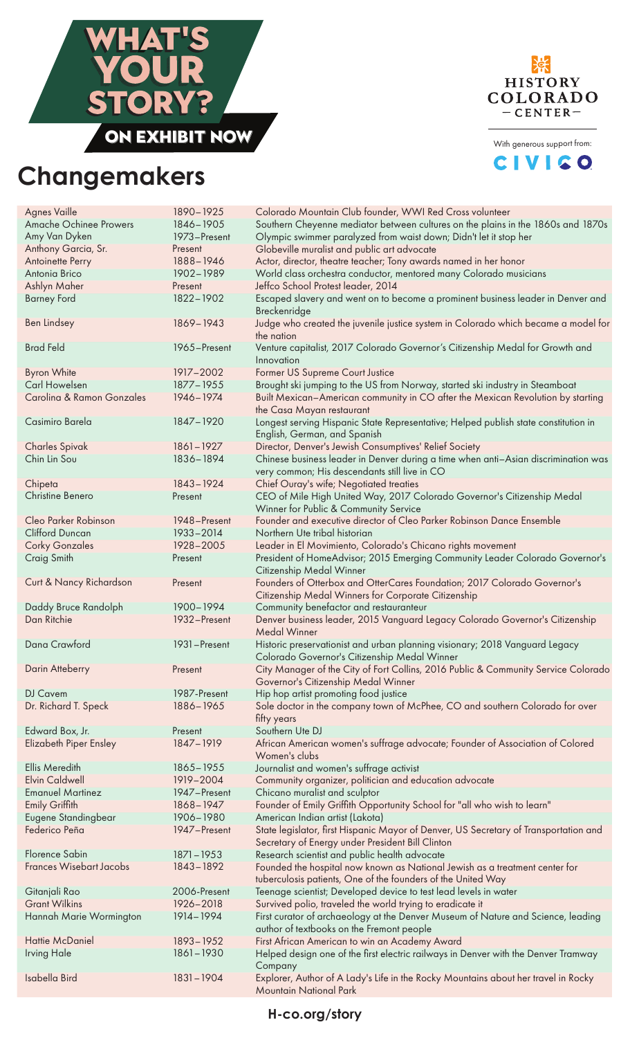# WHAT'S YOUR STORY?

**ON EXHIBIT NOW**

HISTORY COLORADO — CENTER —

With generous support from: CIVICO

## Changemakers

| | | |
|---|---|---|
| Agnes Vaille | 1890–1925 | Colorado Mountain Club founder, WWI Red Cross volunteer |
| Amache Ochinee Prowers | 1846–1905 | Southern Cheyenne mediator between cultures on the plains in the 1860s and 1870s |
| Amy Van Dyken | 1973–Present | Olympic swimmer paralyzed from waist down; Didn't let it stop her |
| Anthony Garcia, Sr. | Present | Globeville muralist and public art advocate |
| Antoinette Perry | 1888–1946 | Actor, director, theatre teacher; Tony awards named in her honor |
| Antonia Brico | 1902–1989 | World class orchestra conductor, mentored many Colorado musicians |
| Ashlyn Maher | Present | Jeffco School Protest leader, 2014 |
| Barney Ford | 1822–1902 | Escaped slavery and went on to become a prominent business leader in Denver and Breckenridge |
| Ben Lindsey | 1869–1943 | Judge who created the juvenile justice system in Colorado which became a model for the nation |
| Brad Feld | 1965–Present | Venture capitalist, 2017 Colorado Governor's Citizenship Medal for Growth and Innovation |
| Byron White | 1917–2002 | Former US Supreme Court Justice |
| Carl Howelsen | 1877–1955 | Brought ski jumping to the US from Norway, started ski industry in Steamboat |
| Carolina & Ramon Gonzales | 1946–1974 | Built Mexican–American community in CO after the Mexican Revolution by starting the Casa Mayan restaurant |
| Casimiro Barela | 1847–1920 | Longest serving Hispanic State Representative; Helped publish state constitution in English, German, and Spanish |
| Charles Spivak | 1861–1927 | Director, Denver's Jewish Consumptives' Relief Society |
| Chin Lin Sou | 1836–1894 | Chinese business leader in Denver during a time when anti–Asian discrimination was very common; His descendants still live in CO |
| Chipeta | 1843–1924 | Chief Ouray's wife; Negotiated treaties |
| Christine Benero | Present | CEO of Mile High United Way, 2017 Colorado Governor's Citizenship Medal Winner for Public & Community Service |
| Cleo Parker Robinson | 1948–Present | Founder and executive director of Cleo Parker Robinson Dance Ensemble |
| Clifford Duncan | 1933–2014 | Northern Ute tribal historian |
| Corky Gonzales | 1928–2005 | Leader in El Movimiento, Colorado's Chicano rights movement |
| Craig Smith | Present | President of HomeAdvisor; 2015 Emerging Community Leader Colorado Governor's Citizenship Medal Winner |
| Curt & Nancy Richardson | Present | Founders of Otterbox and OtterCares Foundation; 2017 Colorado Governor's Citizenship Medal Winners for Corporate Citizenship |
| Daddy Bruce Randolph | 1900–1994 | Community benefactor and restauranteur |
| Dan Ritchie | 1932–Present | Denver business leader, 2015 Vanguard Legacy Colorado Governor's Citizenship Medal Winner |
| Dana Crawford | 1931–Present | Historic preservationist and urban planning visionary; 2018 Vanguard Legacy Colorado Governor's Citizenship Medal Winner |
| Darin Atteberry | Present | City Manager of the City of Fort Collins, 2016 Public & Community Service Colorado Governor's Citizenship Medal Winner |
| DJ Cavem | 1987-Present | Hip hop artist promoting food justice |
| Dr. Richard T. Speck | 1886–1965 | Sole doctor in the company town of McPhee, CO and southern Colorado for over fifty years |
| Edward Box, Jr. | Present | Southern Ute DJ |
| Elizabeth Piper Ensley | 1847–1919 | African American women's suffrage advocate; Founder of Association of Colored Women's clubs |
| Ellis Meredith | 1865–1955 | Journalist and women's suffrage activist |
| Elvin Caldwell | 1919–2004 | Community organizer, politician and education advocate |
| Emanuel Martinez | 1947–Present | Chicano muralist and sculptor |
| Emily Griffith | 1868–1947 | Founder of Emily Griffith Opportunity School for "all who wish to learn" |
| Eugene Standingbear | 1906–1980 | American Indian artist (Lakota) |
| Federico Peña | 1947–Present | State legislator, first Hispanic Mayor of Denver, US Secretary of Transportation and Secretary of Energy under President Bill Clinton |
| Florence Sabin | 1871–1953 | Research scientist and public health advocate |
| Frances Wisebart Jacobs | 1843–1892 | Founded the hospital now known as National Jewish as a treatment center for tuberculosis patients, One of the founders of the United Way |
| Gitanjali Rao | 2006-Present | Teenage scientist; Developed device to test lead levels in water |
| Grant Wilkins | 1926–2018 | Survived polio, traveled the world trying to eradicate it |
| Hannah Marie Wormington | 1914–1994 | First curator of archaeology at the Denver Museum of Nature and Science, leading author of textbooks on the Fremont people |
| Hattie McDaniel | 1893–1952 | First African American to win an Academy Award |
| Irving Hale | 1861–1930 | Helped design one of the first electric railways in Denver with the Denver Tramway Company |
| Isabella Bird | 1831–1904 | Explorer, Author of A Lady's Life in the Rocky Mountains about her travel in Rocky Mountain National Park |

**H-co.org/story**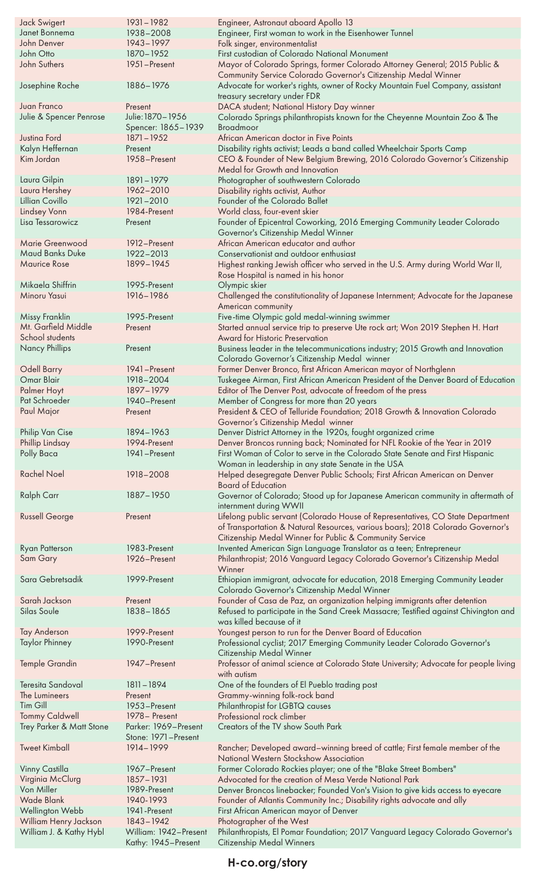| | | |
|---|---|---|
| Jack Swigert | 1931–1982 | Engineer, Astronaut aboard Apollo 13 |
| Janet Bonnema | 1938–2008 | Engineer, First woman to work in the Eisenhower Tunnel |
| John Denver | 1943–1997 | Folk singer, environmentalist |
| John Otto | 1870–1952 | First custodian of Colorado National Monument |
| John Suthers | 1951–Present | Mayor of Colorado Springs, former Colorado Attorney General; 2015 Public & Community Service Colorado Governor's Citizenship Medal Winner |
| Josephine Roche | 1886–1976 | Advocate for worker's rights, owner of Rocky Mountain Fuel Company, assistant treasury secretary under FDR |
| Juan Franco | Present | DACA student; National History Day winner |
| Julie & Spencer Penrose | Julie: 1870–1956 Spencer: 1865–1939 | Colorado Springs philanthropists known for the Cheyenne Mountain Zoo & The Broadmoor |
| Justina Ford | 1871–1952 | African American doctor in Five Points |
| Kalyn Heffernan | Present | Disability rights activist; Leads a band called Wheelchair Sports Camp |
| Kim Jordan | 1958–Present | CEO & Founder of New Belgium Brewing, 2016 Colorado Governor's Citizenship Medal for Growth and Innovation |
| Laura Gilpin | 1891–1979 | Photographer of southwestern Colorado |
| Laura Hershey | 1962–2010 | Disability rights activist, Author |
| Lillian Covillo | 1921–2010 | Founder of the Colorado Ballet |
| Lindsey Vonn | 1984-Present | World class, four-event skier |
| Lisa Tessarowicz | Present | Founder of Epicentral Coworking, 2016 Emerging Community Leader Colorado Governor's Citizenship Medal Winner |
| Marie Greenwood | 1912–Present | African American educator and author |
| Maud Banks Duke | 1922–2013 | Conservationist and outdoor enthusiast |
| Maurice Rose | 1899–1945 | Highest ranking Jewish officer who served in the U.S. Army during World War II, Rose Hospital is named in his honor |
| Mikaela Shiffrin | 1995-Present | Olympic skier |
| Minoru Yasui | 1916–1986 | Challenged the constitutionality of Japanese Internment; Advocate for the Japanese American community |
| Missy Franklin | 1995-Present | Five-time Olympic gold medal-winning swimmer |
| Mt. Garfield Middle School students | Present | Started annual service trip to preserve Ute rock art; Won 2019 Stephen H. Hart Award for Historic Preservation |
| Nancy Phillips | Present | Business leader in the telecommunications industry; 2015 Growth and Innovation Colorado Governor's Citizenship Medal winner |
| Odell Barry | 1941–Present | Former Denver Bronco, first African American mayor of Northglenn |
| Omar Blair | 1918–2004 | Tuskegee Airman, First African American President of the Denver Board of Education |
| Palmer Hoyt | 1897–1979 | Editor of The Denver Post, advocate of freedom of the press |
| Pat Schroeder | 1940–Present | Member of Congress for more than 20 years |
| Paul Major | Present | President & CEO of Telluride Foundation; 2018 Growth & Innovation Colorado Governor's Citizenship Medal winner |
| Philip Van Cise | 1894–1963 | Denver District Attorney in the 1920s, fought organized crime |
| Phillip Lindsay | 1994-Present | Denver Broncos running back; Nominated for NFL Rookie of the Year in 2019 |
| Polly Baca | 1941–Present | First Woman of Color to serve in the Colorado State Senate and First Hispanic Woman in leadership in any state Senate in the USA |
| Rachel Noel | 1918–2008 | Helped desegregate Denver Public Schools; First African American on Denver Board of Education |
| Ralph Carr | 1887–1950 | Governor of Colorado; Stood up for Japanese American community in aftermath of internment during WWII |
| Russell George | Present | Lifelong public servant (Colorado House of Representatives, CO State Department of Transportation & Natural Resources, various boars); 2018 Colorado Governor's Citizenship Medal Winner for Public & Community Service |
| Ryan Patterson | 1983-Present | Invented American Sign Language Translator as a teen; Entrepreneur |
| Sam Gary | 1926–Present | Philanthropist; 2016 Vanguard Legacy Colorado Governor's Citizenship Medal Winner |
| Sara Gebretsadik | 1999-Present | Ethiopian immigrant, advocate for education, 2018 Emerging Community Leader Colorado Governor's Citizenship Medal Winner |
| Sarah Jackson | Present | Founder of Casa de Paz, an organization helping immigrants after detention |
| Silas Soule | 1838–1865 | Refused to participate in the Sand Creek Massacre; Testified against Chivington and was killed because of it |
| Tay Anderson | 1999-Present | Youngest person to run for the Denver Board of Education |
| Taylor Phinney | 1990-Present | Professional cyclist; 2017 Emerging Community Leader Colorado Governor's Citizenship Medal Winner |
| Temple Grandin | 1947–Present | Professor of animal science at Colorado State University; Advocate for people living with autism |
| Teresita Sandoval | 1811–1894 | One of the founders of El Pueblo trading post |
| The Lumineers | Present | Grammy-winning folk-rock band |
| Tim Gill | 1953–Present | Philanthropist for LGBTQ causes |
| Tommy Caldwell | 1978– Present | Professional rock climber |
| Trey Parker & Matt Stone | Parker: 1969–Present Stone: 1971–Present | Creators of the TV show South Park |
| Tweet Kimball | 1914–1999 | Rancher; Developed award–winning breed of cattle; First female member of the National Western Stockshow Association |
| Vinny Castilla | 1967–Present | Former Colorado Rockies player; one of the "Blake Street Bombers" |
| Virginia McClurg | 1857–1931 | Advocated for the creation of Mesa Verde National Park |
| Von Miller | 1989-Present | Denver Broncos linebacker; Founded Von's Vision to give kids access to eyecare |
| Wade Blank | 1940-1993 | Founder of Atlantis Community Inc.; Disability rights advocate and ally |
| Wellington Webb | 1941-Present | First African American mayor of Denver |
| William Henry Jackson | 1843–1942 | Photographer of the West |
| William J. & Kathy Hybl | William: 1942–Present Kathy: 1945–Present | Philanthropists, El Pomar Foundation; 2017 Vanguard Legacy Colorado Governor's Citizenship Medal Winners |

**H-co.org/story**